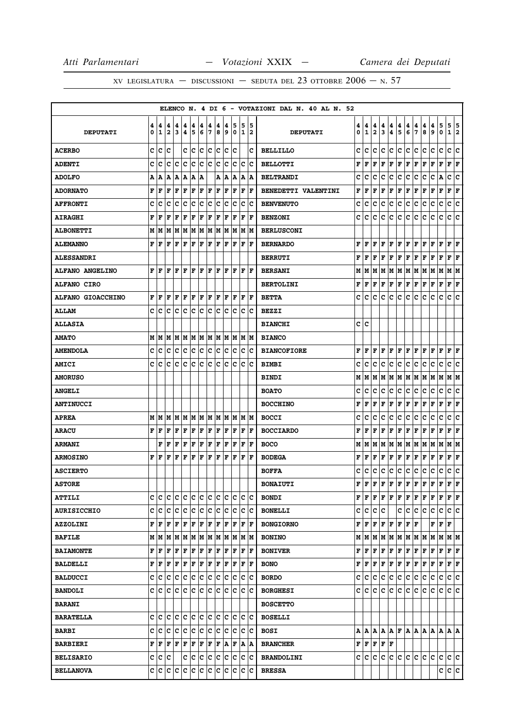Atti Parlamentari — Votazioni XXIX — Camera dei Deputati

XV LEGISLATURA — DISCUSSIONI — SEDUTA DEL 23 OTTOBRE 2006 — N. 57

ELENCO N. 4 DI 6 - VOTAZIONI DAL N. 40 AL N. 52

| DEPUTATI | 40 | 41 | 42 | 43 | 44 | 45 | 46 | 47 | 48 | 49 | 50 | 51 | 52 | DEPUTATI | 40 | 41 | 42 | 43 | 44 | 45 | 46 | 47 | 48 | 49 | 50 | 51 | 52 |
|---|---|---|---|---|---|---|---|---|---|---|---|---|---|---|---|---|---|---|---|---|---|---|---|---|---|---|---|
| ACERBO | C | C | C | | C | C | C | C | C | C | C | | C | BELLILLO | C | C | C | C | C | C | C | C | C | C | C | C | C |
| ADENTI | C | C | C | C | C | C | C | C | C | C | C | C | C | BELLOTTI | F | F | F | F | F | F | F | F | F | F | F | F | F |
| ADOLFO | A | A | A | A | A | A | A | | A | A | A | A | A | BELTRANDI | C | C | C | C | C | C | C | C | C | C | A | C | C |
| ADORNATO | F | F | F | F | F | F | F | F | F | F | F | F | F | BENEDETTI VALENTINI | F | F | F | F | F | F | F | F | F | F | F | F | F |
| AFFRONTI | C | C | C | C | C | C | C | C | C | C | C | C | C | BENVENUTO | C | C | C | C | C | C | C | C | C | C | C | C | C |
| AIRAGHI | F | F | F | F | F | F | F | F | F | F | F | F | F | BENZONI | C | C | C | C | C | C | C | C | C | C | C | C | C |
| ALBONETTI | M | M | M | M | M | M | M | M | M | M | M | M | M | BERLUSCONI | | | | | | | | | | | | | |
| ALEMANNO | F | F | F | F | F | F | F | F | F | F | F | F | F | BERNARDO | F | F | F | F | F | F | F | F | F | F | F | F | F |
| ALESSANDRI | | | | | | | | | | | | | | BERRUTI | F | F | F | F | F | F | F | F | F | F | F | F | F |
| ALFANO ANGELINO | F | F | F | F | F | F | F | F | F | F | F | F | F | BERSANI | M | M | M | M | M | M | M | M | M | M | M | M | M |
| ALFANO CIRO | | | | | | | | | | | | | | BERTOLINI | F | F | F | F | F | F | F | F | F | F | F | F | F |
| ALFANO GIOACCHINO | F | F | F | F | F | F | F | F | F | F | F | F | F | BETTA | C | C | C | C | C | C | C | C | C | C | C | C | C |
| ALLAM | C | C | C | C | C | C | C | C | C | C | C | C | C | BEZZI | | | | | | | | | | | | | |
| ALLASIA | | | | | | | | | | | | | | BIANCHI | C | C | | | | | | | | | | | |
| AMATO | M | M | M | M | M | M | M | M | M | M | M | M | M | BIANCO | | | | | | | | | | | | | |
| AMENDOLA | C | C | C | C | C | C | C | C | C | C | C | C | C | BIANCOFIORE | F | F | F | F | F | F | F | F | F | F | F | F | F |
| AMICI | C | C | C | C | C | C | C | C | C | C | C | C | C | BIMBI | C | C | C | C | C | C | C | C | C | C | C | C | C |
| AMORUSO | | | | | | | | | | | | | | BINDI | M | M | M | M | M | M | M | M | M | M | M | M | M |
| ANGELI | | | | | | | | | | | | | | BOATO | C | C | C | C | C | C | C | C | C | C | C | C | C |
| ANTINUCCI | | | | | | | | | | | | | | BOCCHINO | F | F | F | F | F | F | F | F | F | F | F | F | F |
| APREA | M | M | M | M | M | M | M | M | M | M | M | M | M | BOCCI | C | C | C | C | C | C | C | C | C | C | C | C | C |
| ARACU | F | F | F | F | F | F | F | F | F | F | F | F | F | BOCCIARDO | F | F | F | F | F | F | F | F | F | F | F | F | F |
| ARMANI | | F | F | F | F | F | F | F | F | F | F | F | F | BOCO | M | M | M | M | M | M | M | M | M | M | M | M | M |
| ARMOSINO | F | F | F | F | F | F | F | F | F | F | F | F | F | BODEGA | F | F | F | F | F | F | F | F | F | F | F | F | F |
| ASCIERTO | | | | | | | | | | | | | | BOFFA | C | C | C | C | C | C | C | C | C | C | C | C | C |
| ASTORE | | | | | | | | | | | | | | BONAIUTI | F | F | F | F | F | F | F | F | F | F | F | F | F |
| ATTILI | C | C | C | C | C | C | C | C | C | C | C | C | C | BONDI | F | F | F | F | F | F | F | F | F | F | F | F | F |
| AURISICCHIO | C | C | C | C | C | C | C | C | C | C | C | C | C | BONELLI | C | C | C | C | | C | C | C | C | C | C | C | C |
| AZZOLINI | F | F | F | F | F | F | F | F | F | F | F | F | F | BONGIORNO | F | F | F | F | F | F | F | F | | F | F | F | |
| BAFILE | M | M | M | M | M | M | M | M | M | M | M | M | M | BONINO | M | M | M | M | M | M | M | M | M | M | M | M | M |
| BAIAMONTE | F | F | F | F | F | F | F | F | F | F | F | F | F | BONIVER | F | F | F | F | F | F | F | F | F | F | F | F | F |
| BALDELLI | F | F | F | F | F | F | F | F | F | F | F | F | F | BONO | F | F | F | F | F | F | F | F | F | F | F | F | F |
| BALDUCCI | C | C | C | C | C | C | C | C | C | C | C | C | C | BORDO | C | C | C | C | C | C | C | C | C | C | C | C | C |
| BANDOLI | C | C | C | C | C | C | C | C | C | C | C | C | C | BORGHESI | C | C | C | C | C | C | C | C | C | C | C | C | C |
| BARANI | | | | | | | | | | | | | | BOSCETTO | | | | | | | | | | | | | |
| BARATELLA | C | C | C | C | C | C | C | C | C | C | C | C | C | BOSELLI | | | | | | | | | | | | | |
| BARBI | C | C | C | C | C | C | C | C | C | C | C | C | C | BOSI | A | A | A | A | A | F | A | A | A | A | A | A | A |
| BARBIERI | F | F | F | F | F | F | F | F | F | A | F | A | A | BRANCHER | F | F | F | F | F | | | | | | | | |
| BELISARIO | C | C | C | | C | C | C | C | C | C | C | C | C | BRANDOLINI | C | C | C | C | C | C | C | C | C | C | C | C | C |
| BELLANOVA | C | C | C | C | C | C | C | C | C | C | C | C | C | BRESSA | | | | | | | | | | | C | C | C |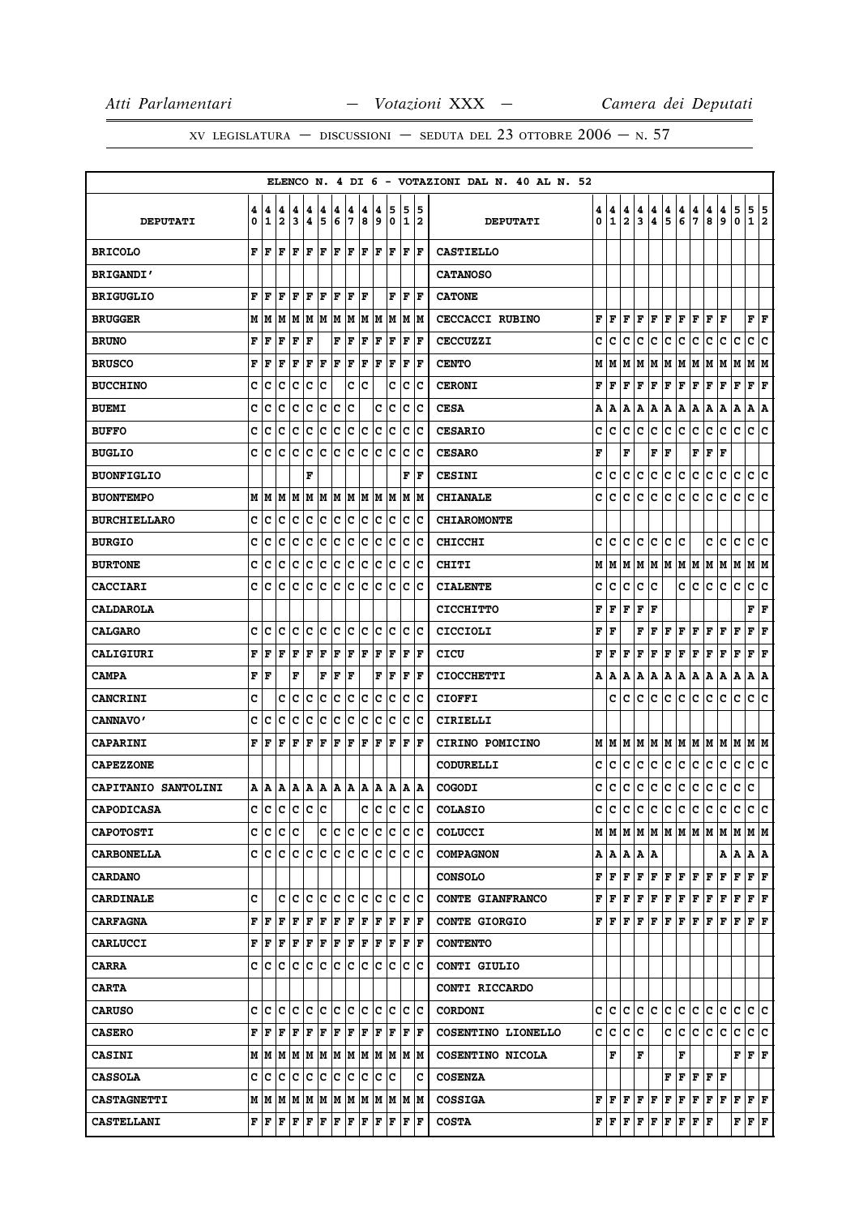ELENCO N. 4 DI 6 - VOTAZIONI DAL N. 40 AL N. 52

| DEPUTATI | 40 | 41 | 42 | 43 | 44 | 45 | 46 | 47 | 48 | 49 | 50 | 51 | 52 | DEPUTATI | 40 | 41 | 42 | 43 | 44 | 45 | 46 | 47 | 48 | 49 | 50 | 51 | 52 |
|---|---|---|---|---|---|---|---|---|---|---|---|---|---|---|---|---|---|---|---|---|---|---|---|---|---|---|---|
| BRICOLO | F | F | F | F | F | F | F | F | F | F | F | F | F | CASTIELLO | | | | | | | | | | | | | |
| BRIGANDI' | | | | | | | | | | | | | | CATANOSO | | | | | | | | | | | | | |
| BRIGUGLIO | F | F | F | F | F | F | F | F | F | | F | F | F | CATONE | | | | | | | | | | | | | |
| BRUGGER | M | M | M | M | M | M | M | M | M | M | M | M | M | CECCACCI RUBINO | F | F | F | F | F | F | F | F | F | F | | F | F |
| BRUNO | F | F | F | F | F | | F | F | F | F | F | F | F | CECCUZZI | C | C | C | C | C | C | C | C | C | C | C | C | C |
| BRUSCO | F | F | F | F | F | F | F | F | F | F | F | F | F | CENTO | M | M | M | M | M | M | M | M | M | M | M | M | M |
| BUCCHINO | C | C | C | C | C | C | | C | C | | C | C | C | CERONI | F | F | F | F | F | F | F | F | F | F | F | F | F |
| BUEMI | C | C | C | C | C | C | C | C | | C | C | C | C | CESA | A | A | A | A | A | A | A | A | A | A | A | A | A |
| BUFFO | C | C | C | C | C | C | C | C | C | C | C | C | C | CESARIO | C | C | C | C | C | C | C | C | C | C | C | C | C |
| BUGLIO | C | C | C | C | C | C | C | C | C | C | C | C | C | CESARO | F | | F | | F | F | | F | F | F | | | |
| BUONFIGLIO | | | | | | F | | | | | | F | F | CESINI | C | C | C | C | C | C | C | C | C | C | C | C | C |
| BUONTEMPO | M | M | M | M | M | M | M | M | M | M | M | M | M | CHIANALE | C | C | C | C | C | C | C | C | C | C | C | C | C |
| BURCHIELLARO | C | C | C | C | C | C | C | C | C | C | C | C | C | CHIAROMONTE | | | | | | | | | | | | | |
| BURGIO | C | C | C | C | C | C | C | C | C | C | C | C | C | CHICCHI | C | C | C | C | C | C | C | | C | C | C | C | C |
| BURTONE | C | C | C | C | C | C | C | C | C | C | C | C | C | CHITI | M | M | M | M | M | M | M | M | M | M | M | M | M |
| CACCIARI | C | C | C | C | C | C | C | C | C | C | C | C | C | CIALENTE | C | C | C | C | | | C | C | C | C | C | C | C |
| CALDAROLA | | | | | | | | | | | | | | CICCHITTO | F | F | F | F | F | | | | | | | F | F |
| CALGARO | C | C | C | C | C | C | C | C | C | C | C | C | C | CICCIOLI | F | F | | F | F | F | F | F | F | F | F | F | F |
| CALIGIURI | F | F | F | F | F | F | F | F | F | F | F | F | F | CICU | F | F | F | F | F | F | F | F | F | F | F | F | F |
| CAMPA | F | F | | F | | F | F | F | | F | F | F | F | CIOCCHETTI | A | A | A | A | A | A | A | A | A | A | A | A | A |
| CANCRINI | C | | C | C | C | C | C | C | C | C | C | C | C | CIOFFI | | C | C | C | C | C | C | C | C | C | C | C | C |
| CANNAVO' | C | C | C | C | C | C | C | C | C | C | C | C | C | CIRIELLI | | | | | | | | | | | | | |
| CAPARINI | F | F | F | F | F | F | F | F | F | F | F | F | F | CIRINO POMICINO | M | M | M | M | M | M | M | M | M | M | M | M | M |
| CAPEZZONE | | | | | | | | | | | | | | CODURELLI | C | C | C | C | C | C | C | C | C | C | C | C | C |
| CAPITANIO SANTOLINI | A | A | A | A | A | A | A | A | A | A | A | A | A | COGODI | C | C | C | C | C | C | C | C | C | C | C | C | |
| CAPODICASA | C | C | C | C | C | C | | | C | C | C | C | C | COLASIO | C | C | C | C | C | C | C | C | C | C | C | C | C |
| CAPOTOSTI | C | C | C | C | | C | C | C | C | C | C | C | C | COLUCCI | M | M | M | M | M | M | M | M | M | M | M | M | M |
| CARBONELLA | C | C | C | C | C | C | C | C | C | C | C | C | C | COMPAGNON | A | A | A | A | A | | | | | A | A | A | A |
| CARDANO | | | | | | | | | | | | | | CONSOLO | F | F | F | F | F | F | F | F | F | F | F | F | F |
| CARDINALE | C | | C | C | C | C | C | C | C | C | C | C | C | CONTE GIANFRANCO | F | F | F | F | F | F | F | F | F | F | F | F | F |
| CARFAGNA | F | F | F | F | F | F | F | F | F | F | F | F | F | CONTE GIORGIO | F | F | F | F | F | F | F | F | F | F | F | F | F |
| CARLUCCI | F | F | F | F | F | F | F | F | F | F | F | F | F | CONTENTO | | | | | | | | | | | | | |
| CARRA | C | C | C | C | C | C | C | C | C | C | C | C | C | CONTI GIULIO | | | | | | | | | | | | | |
| CARTA | | | | | | | | | | | | | | CONTI RICCARDO | | | | | | | | | | | | | |
| CARUSO | C | C | C | C | C | C | C | C | C | C | C | C | C | CORDONI | C | C | C | C | C | C | C | C | C | C | C | C | C |
| CASERO | F | F | F | F | F | F | F | F | F | F | F | F | F | COSENTINO LIONELLO | C | C | C | C | | C | C | C | C | C | C | C | C |
| CASINI | M | M | M | M | M | M | M | M | M | M | M | M | M | COSENTINO NICOLA | | F | | F | | | F | | | | F | F | F |
| CASSOLA | C | C | C | C | C | C | C | C | C | C | C | | C | COSENZA | | | | | | F | F | F | F | F | | | |
| CASTAGNETTI | M | M | M | M | M | M | M | M | M | M | M | M | M | COSSIGA | F | F | F | F | F | F | F | F | F | F | F | F | F |
| CASTELLANI | F | F | F | F | F | F | F | F | F | F | F | F | F | COSTA | F | F | F | F | F | F | F | F | F | | F | F | F |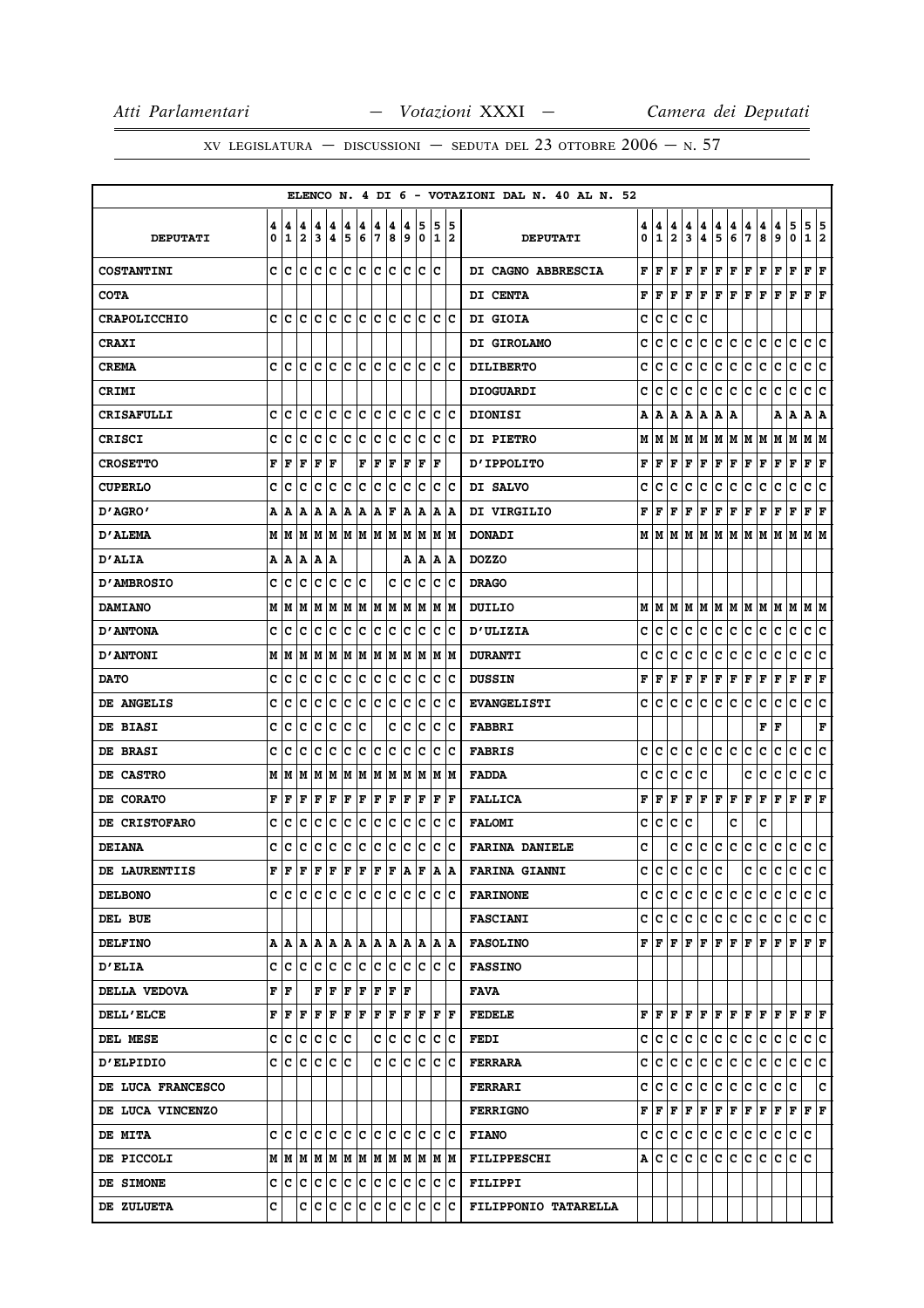ELENCO N. 4 DI 6 - VOTAZIONI DAL N. 40 AL N. 52

| DEPUTATI | 40 | 41 | 42 | 43 | 44 | 45 | 46 | 47 | 48 | 49 | 50 | 51 | 52 | DEPUTATI | 40 | 41 | 42 | 43 | 44 | 45 | 46 | 47 | 48 | 49 | 50 | 51 | 52 |
|---|---|---|---|---|---|---|---|---|---|---|---|---|---|---|---|---|---|---|---|---|---|---|---|---|---|---|---|
| COSTANTINI | C | C | C | C | C | C | C | C | C | C | C | C | | DI CAGNO ABBRESCIA | F | F | F | F | F | F | F | F | F | F | F | F | F |
| COTA | | | | | | | | | | | | | | DI CENTA | F | F | F | F | F | F | F | F | F | F | F | F | F |
| CRAPOLICCHIO | C | C | C | C | C | C | C | C | C | C | C | C | C | DI GIOIA | C | C | C | C | C | | | | | | | | |
| CRAXI | | | | | | | | | | | | | | DI GIROLAMO | C | C | C | C | C | C | C | C | C | C | C | C | C |
| CREMA | C | C | C | C | C | C | C | C | C | C | C | C | C | DILIBERTO | C | C | C | C | C | C | C | C | C | C | C | C | C |
| CRIMI | | | | | | | | | | | | | | DIOGUARDI | C | C | C | C | C | C | C | C | C | C | C | C | C |
| CRISAFULLI | C | C | C | C | C | C | C | C | C | C | C | C | C | DIONISI | A | A | A | A | A | A | A | | | A | A | A | A |
| CRISCI | C | C | C | C | C | C | C | C | C | C | C | C | C | DI PIETRO | M | M | M | M | M | M | M | M | M | M | M | M | M |
| CROSETTO | F | F | F | F | F | | F | F | F | F | F | F | | D'IPPOLITO | F | F | F | F | F | F | F | F | F | F | F | F | F |
| CUPERLO | C | C | C | C | C | C | C | C | C | C | C | C | C | DI SALVO | C | C | C | C | C | C | C | C | C | C | C | C | C |
| D'AGRO' | A | A | A | A | A | A | A | A | F | A | A | A | A | DI VIRGILIO | F | F | F | F | F | F | F | F | F | F | F | F | F |
| D'ALEMA | M | M | M | M | M | M | M | M | M | M | M | M | M | DONADI | M | M | M | M | M | M | M | M | M | M | M | M | M |
| D'ALIA | A | A | A | A | A | | | | | A | A | A | A | DOZZO | | | | | | | | | | | | | |
| D'AMBROSIO | C | C | C | C | C | C | C | | C | C | C | C | C | DRAGO | | | | | | | | | | | | | |
| DAMIANO | M | M | M | M | M | M | M | M | M | M | M | M | M | DUILIO | M | M | M | M | M | M | M | M | M | M | M | M | M |
| D'ANTONA | C | C | C | C | C | C | C | C | C | C | C | C | C | D'ULIZIA | C | C | C | C | C | C | C | C | C | C | C | C | C |
| D'ANTONI | M | M | M | M | M | M | M | M | M | M | M | M | M | DURANTI | C | C | C | C | C | C | C | C | C | C | C | C | C |
| DATO | C | C | C | C | C | C | C | C | C | C | C | C | C | DUSSIN | F | F | F | F | F | F | F | F | F | F | F | F | F |
| DE ANGELIS | C | C | C | C | C | C | C | C | C | C | C | C | C | EVANGELISTI | C | C | C | C | C | C | C | C | C | C | C | C | C |
| DE BIASI | C | C | C | C | C | C | C | | C | C | C | C | C | FABBRI | | | | | | | | | F | F | | | F |
| DE BRASI | C | C | C | C | C | C | C | C | C | C | C | C | C | FABRIS | C | C | C | C | C | C | C | C | C | C | C | C | C |
| DE CASTRO | M | M | M | M | M | M | M | M | M | M | M | M | M | FADDA | C | C | C | C | C | | | C | C | C | C | C | C |
| DE CORATO | F | F | F | F | F | F | F | F | F | F | F | F | F | FALLICA | F | F | F | F | F | F | F | F | F | F | F | F | F |
| DE CRISTOFARO | C | C | C | C | C | C | C | C | C | C | C | C | C | FALOMI | C | C | C | C | | | C | | C | | | | |
| DEIANA | C | C | C | C | C | C | C | C | C | C | C | C | C | FARINA DANIELE | C | | C | C | C | C | C | C | C | C | C | C | C |
| DE LAURENTIIS | F | F | F | F | F | F | F | F | F | A | F | A | A | FARINA GIANNI | C | C | C | C | C | C | | C | C | C | C | C | C |
| DELBONO | C | C | C | C | C | C | C | C | C | C | C | C | C | FARINONE | C | C | C | C | C | C | C | C | C | C | C | C | C |
| DEL BUE | | | | | | | | | | | | | | FASCIANI | C | C | C | C | C | C | C | C | C | C | C | C | C |
| DELFINO | A | A | A | A | A | A | A | A | A | A | A | A | A | FASOLINO | F | F | F | F | F | F | F | F | F | F | F | F | F |
| D'ELIA | C | C | C | C | C | C | C | C | C | C | C | C | C | FASSINO | | | | | | | | | | | | | |
| DELLA VEDOVA | F | F | | F | F | F | F | F | F | F | | | | FAVA | | | | | | | | | | | | | |
| DELL'ELCE | F | F | F | F | F | F | F | F | F | F | F | F | F | FEDELE | F | F | F | F | F | F | F | F | F | F | F | F | F |
| DEL MESE | C | C | C | C | C | C | | C | C | C | C | C | C | FEDI | C | C | C | C | C | C | C | C | C | C | C | C | C |
| D'ELPIDIO | C | C | C | C | C | C | | C | C | C | C | C | C | FERRARA | C | C | C | C | C | C | C | C | C | C | C | C | C |
| DE LUCA FRANCESCO | | | | | | | | | | | | | | FERRARI | C | C | C | C | C | C | C | C | C | C | C | | C |
| DE LUCA VINCENZO | | | | | | | | | | | | | | FERRIGNO | F | F | F | F | F | F | F | F | F | F | F | F | F |
| DE MITA | C | C | C | C | C | C | C | C | C | C | C | C | C | FIANO | C | C | C | C | C | C | C | C | C | C | C | C | |
| DE PICCOLI | M | M | M | M | M | M | M | M | M | M | M | M | M | FILIPPESCHI | A | C | C | C | C | C | C | C | C | C | C | C | |
| DE SIMONE | C | C | C | C | C | C | C | C | C | C | C | C | C | FILIPPI | | | | | | | | | | | | | |
| DE ZULUETA | C | | C | C | C | C | C | C | C | C | C | C | C | FILIPPONIO TATARELLA | | | | | | | | | | | | | |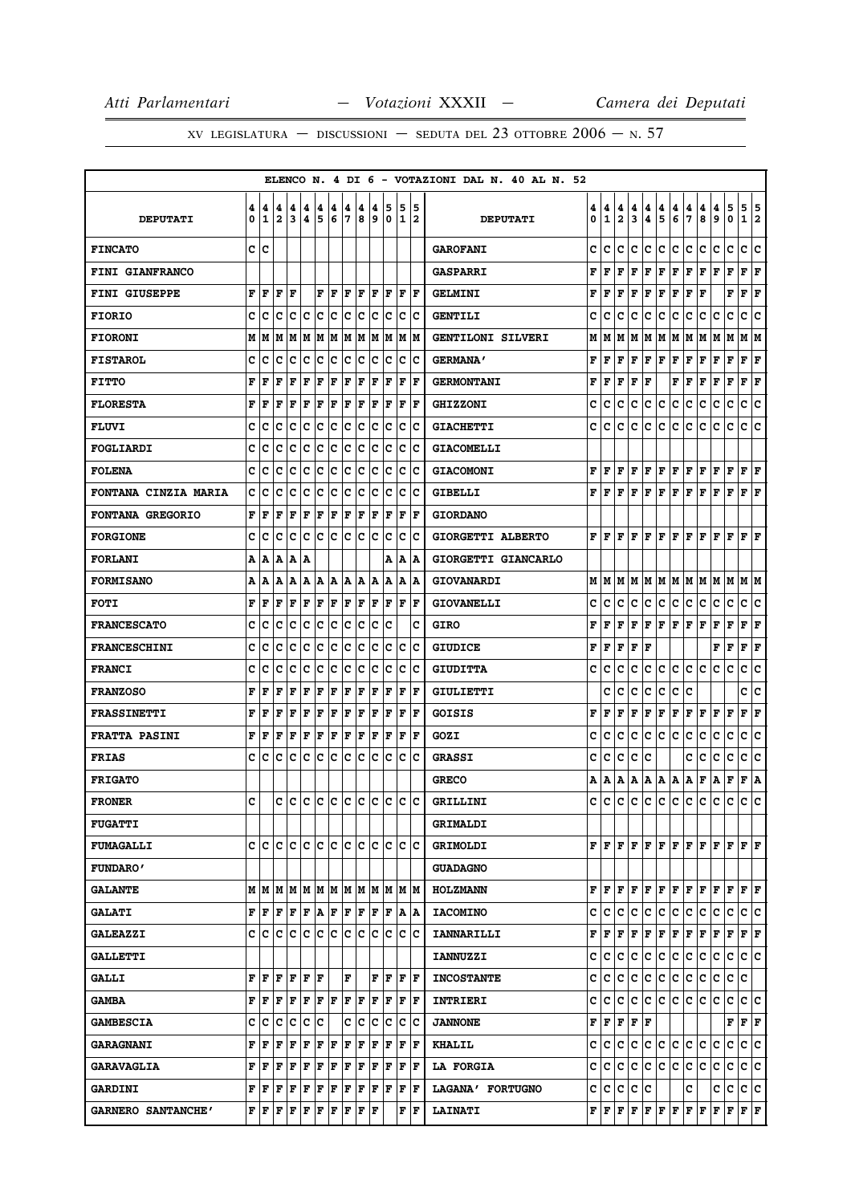ELENCO N. 4 DI 6 - VOTAZIONI DAL N. 40 AL N. 52

| DEPUTATI | 40 | 41 | 42 | 43 | 44 | 45 | 46 | 47 | 48 | 49 | 50 | 51 | 52 | DEPUTATI | 40 | 41 | 42 | 43 | 44 | 45 | 46 | 47 | 48 | 49 | 50 | 51 | 52 |
|---|---|---|---|---|---|---|---|---|---|---|---|---|---|---|---|---|---|---|---|---|---|---|---|---|---|---|---|
| FINCATO | C | C | | | | | | | | | | | | GAROFANI | C | C | C | C | C | C | C | C | C | C | C | C | C |
| FINI GIANFRANCO | | | | | | | | | | | | | | GASPARRI | F | F | F | F | F | F | F | F | F | F | F | F | F |
| FINI GIUSEPPE | F | F | F | F | | F | F | F | F | F | F | F | F | GELMINI | F | F | F | F | F | F | F | F | F | | F | F | F |
| FIORIO | C | C | C | C | C | C | C | C | C | C | C | C | C | GENTILI | C | C | C | C | C | C | C | C | C | C | C | C | C |
| FIORONI | M | M | M | M | M | M | M | M | M | M | M | M | M | GENTILONI SILVERI | M | M | M | M | M | M | M | M | M | M | M | M | M |
| FISTAROL | C | C | C | C | C | C | C | C | C | C | C | C | C | GERMANA' | F | F | F | F | F | F | F | F | F | F | F | F | F |
| FITTO | F | F | F | F | F | F | F | F | F | F | F | F | F | GERMONTANI | F | F | F | F | F | | F | F | F | F | F | F | F |
| FLORESTA | F | F | F | F | F | F | F | F | F | F | F | F | F | GHIZZONI | C | C | C | C | C | C | C | C | C | C | C | C | C |
| FLUVI | C | C | C | C | C | C | C | C | C | C | C | C | C | GIACHETTI | C | C | C | C | C | C | C | C | C | C | C | C | C |
| FOGLIARDI | C | C | C | C | C | C | C | C | C | C | C | C | C | GIACOMELLI | | | | | | | | | | | | | |
| FOLENA | C | C | C | C | C | C | C | C | C | C | C | C | C | GIACOMONI | F | F | F | F | F | F | F | F | F | F | F | F | F |
| FONTANA CINZIA MARIA | C | C | C | C | C | C | C | C | C | C | C | C | C | GIBELLI | F | F | F | F | F | F | F | F | F | F | F | F | F |
| FONTANA GREGORIO | F | F | F | F | F | F | F | F | F | F | F | F | F | GIORDANO | | | | | | | | | | | | | |
| FORGIONE | C | C | C | C | C | C | C | C | C | C | C | C | C | GIORGETTI ALBERTO | F | F | F | F | F | F | F | F | F | F | F | F | F |
| FORLANI | A | A | A | A | A | | | | | | A | A | A | GIORGETTI GIANCARLO | | | | | | | | | | | | | |
| FORMISANO | A | A | A | A | A | A | A | A | A | A | A | A | A | GIOVANARDI | M | M | M | M | M | M | M | M | M | M | M | M | M |
| FOTI | F | F | F | F | F | F | F | F | F | F | F | F | F | GIOVANELLI | C | C | C | C | C | C | C | C | C | C | C | C | C |
| FRANCESCATO | C | C | C | C | C | C | C | C | C | C | C | | C | GIRO | F | F | F | F | F | F | F | F | F | F | F | F | F |
| FRANCESCHINI | C | C | C | C | C | C | C | C | C | C | C | C | C | GIUDICE | F | F | F | F | F | | | | | F | F | F | F |
| FRANCI | C | C | C | C | C | C | C | C | C | C | C | C | C | GIUDITTA | C | C | C | C | C | C | C | C | C | C | C | C | C |
| FRANZOSO | F | F | F | F | F | F | F | F | F | F | F | F | F | GIULIETTI | | C | C | C | C | C | C | C | | | | C | C |
| FRASSINETTI | F | F | F | F | F | F | F | F | F | F | F | F | F | GOISIS | F | F | F | F | F | F | F | F | F | F | F | F | F |
| FRATTA PASINI | F | F | F | F | F | F | F | F | F | F | F | F | F | GOZI | C | C | C | C | C | C | C | C | C | C | C | C | C |
| FRIAS | C | C | C | C | C | C | C | C | C | C | C | C | C | GRASSI | C | C | C | C | C | | | C | C | C | C | C | C |
| FRIGATO | | | | | | | | | | | | | | GRECO | A | A | A | A | A | A | A | A | F | A | F | F | A |
| FRONER | C | | C | C | C | C | C | C | C | C | C | C | C | GRILLINI | C | C | C | C | C | C | C | C | C | C | C | C | C |
| FUGATTI | | | | | | | | | | | | | | GRIMALDI | | | | | | | | | | | | | |
| FUMAGALLI | C | C | C | C | C | C | C | C | C | C | C | C | C | GRIMOLDI | F | F | F | F | F | F | F | F | F | F | F | F | F |
| FUNDARO' | | | | | | | | | | | | | | GUADAGNO | | | | | | | | | | | | | |
| GALANTE | M | M | M | M | M | M | M | M | M | M | M | M | M | HOLZMANN | F | F | F | F | F | F | F | F | F | F | F | F | F |
| GALATI | F | F | F | F | F | A | F | F | F | F | F | A | A | IACOMINO | C | C | C | C | C | C | C | C | C | C | C | C | C |
| GALEAZZI | C | C | C | C | C | C | C | C | C | C | C | C | C | IANNARILLI | F | F | F | F | F | F | F | F | F | F | F | F | F |
| GALLETTI | | | | | | | | | | | | | | IANNUZZI | C | C | C | C | C | C | C | C | C | C | C | C | C |
| GALLI | F | F | F | F | F | F | | F | | F | F | F | F | INCOSTANTE | C | C | C | C | C | C | C | C | C | C | C | C | |
| GAMBA | F | F | F | F | F | F | F | F | F | F | F | F | F | INTRIERI | C | C | C | C | C | C | C | C | C | C | C | C | C |
| GAMBESCIA | C | C | C | C | C | C | | C | C | C | C | C | C | JANNONE | F | F | F | F | F | | | | | | F | F | F |
| GARAGNANI | F | F | F | F | F | F | F | F | F | F | F | F | F | KHALIL | C | C | C | C | C | C | C | C | C | C | C | C | C |
| GARAVAGLIA | F | F | F | F | F | F | F | F | F | F | F | F | F | LA FORGIA | C | C | C | C | C | C | C | C | C | C | C | C | C |
| GARDINI | F | F | F | F | F | F | F | F | F | F | F | F | F | LAGANA' FORTUGNO | C | C | C | C | C | | | C | | C | C | C | C |
| GARNERO SANTANCHE' | F | F | F | F | F | F | F | F | F | F | | F | F | LAINATI | F | F | F | F | F | F | F | F | F | F | F | F | F |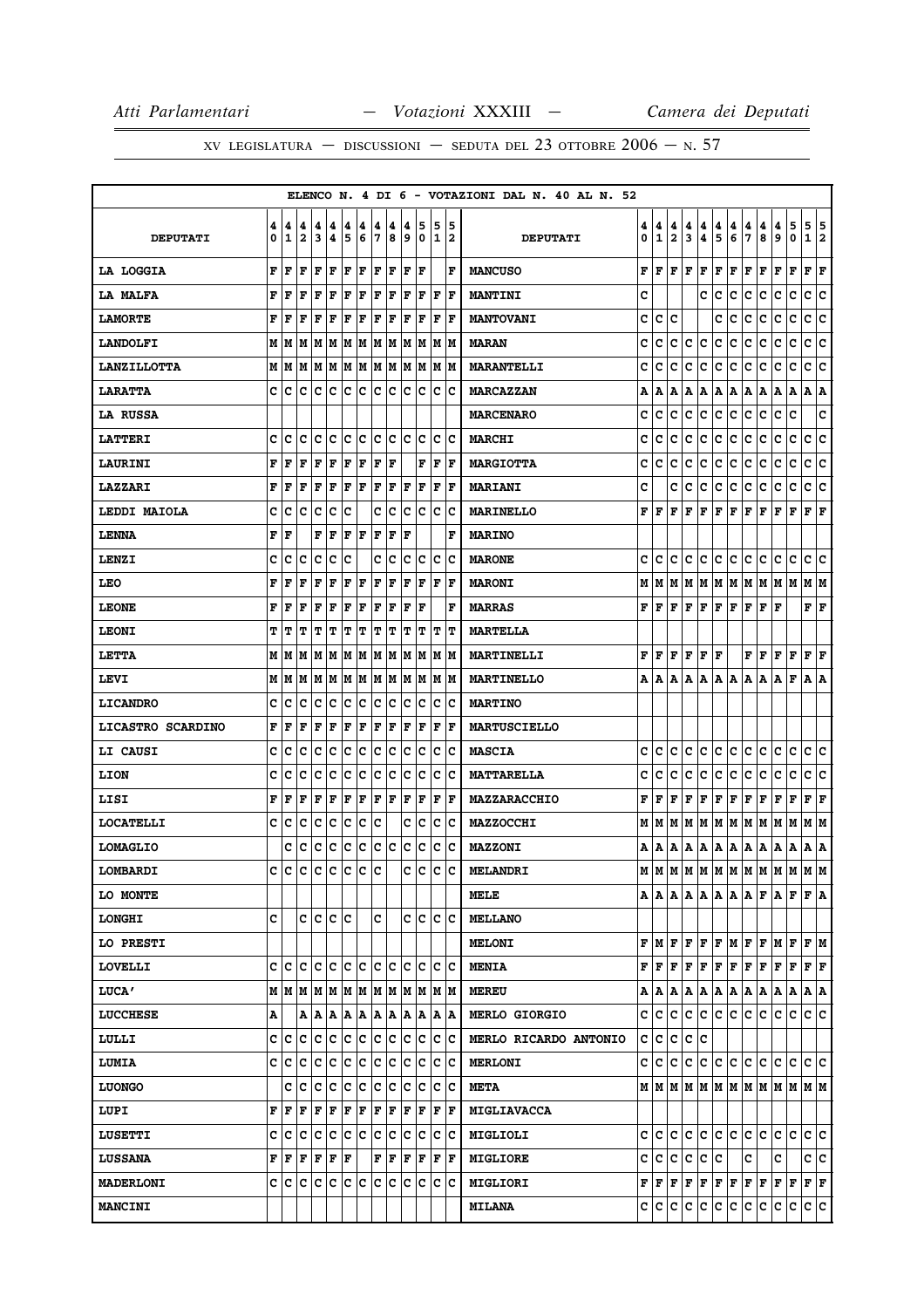ELENCO N. 4 DI 6 - VOTAZIONI DAL N. 40 AL N. 52

| DEPUTATI | 40 | 41 | 42 | 43 | 44 | 45 | 46 | 47 | 48 | 49 | 50 | 51 | 52 | DEPUTATI | 40 | 41 | 42 | 43 | 44 | 45 | 46 | 47 | 48 | 49 | 50 | 51 | 52 |
|---|---|---|---|---|---|---|---|---|---|---|---|---|---|---|---|---|---|---|---|---|---|---|---|---|---|---|---|
| LA LOGGIA | F | F | F | F | F | F | F | F | F | F | F |  | F | MANCUSO | F | F | F | F | F | F | F | F | F | F | F | F | F |
| LA MALFA | F | F | F | F | F | F | F | F | F | F | F | F | F | MANTINI | C |  |  |  | C | C | C | C | C | C | C | C | C |
| LAMORTE | F | F | F | F | F | F | F | F | F | F | F | F | F | MANTOVANI | C | C | C |  |  | C | C | C | C | C | C | C | C |
| LANDOLFI | M | M | M | M | M | M | M | M | M | M | M | M | M | MARAN | C | C | C | C | C | C | C | C | C | C | C | C | C |
| LANZILLOTTA | M | M | M | M | M | M | M | M | M | M | M | M | M | MARANTELLI | C | C | C | C | C | C | C | C | C | C | C | C | C |
| LARATTA | C | C | C | C | C | C | C | C | C | C | C | C | C | MARCAZZAN | A | A | A | A | A | A | A | A | A | A | A | A | A |
| LA RUSSA |  |  |  |  |  |  |  |  |  |  |  |  |  | MARCENARO | C | C | C | C | C | C | C | C | C | C | C |  | C |
| LATTERI | C | C | C | C | C | C | C | C | C | C | C | C | C | MARCHI | C | C | C | C | C | C | C | C | C | C | C | C | C |
| LAURINI | F | F | F | F | F | F | F | F | F |  | F | F | F | MARGIOTTA | C | C | C | C | C | C | C | C | C | C | C | C | C |
| LAZZARI | F | F | F | F | F | F | F | F | F | F | F | F | F | MARIANI | C |  | C | C | C | C | C | C | C | C | C | C | C |
| LEDDI MAIOLA | C | C | C | C | C | C |  | C | C | C | C | C | C | MARINELLO | F | F | F | F | F | F | F | F | F | F | F | F | F |
| LENNA | F | F |  | F | F | F | F | F | F | F |  |  | F | MARINO |  |  |  |  |  |  |  |  |  |  |  |  |  |
| LENZI | C | C | C | C | C | C |  | C | C | C | C | C | C | MARONE | C | C | C | C | C | C | C | C | C | C | C | C | C |
| LEO | F | F | F | F | F | F | F | F | F | F | F | F | F | MARONI | M | M | M | M | M | M | M | M | M | M | M | M | M |
| LEONE | F | F | F | F | F | F | F | F | F | F | F |  | F | MARRAS | F | F | F | F | F | F | F | F | F | F |  | F | F |
| LEONI | T | T | T | T | T | T | T | T | T | T | T | T | T | MARTELLA |  |  |  |  |  |  |  |  |  |  |  |  |  |
| LETTA | M | M | M | M | M | M | M | M | M | M | M | M | M | MARTINELLI | F | F | F | F | F | F |  | F | F | F | F | F | F |
| LEVI | M | M | M | M | M | M | M | M | M | M | M | M | M | MARTINELLO | A | A | A | A | A | A | A | A | A | A | F | A | A |
| LICANDRO | C | C | C | C | C | C | C | C | C | C | C | C | C | MARTINO |  |  |  |  |  |  |  |  |  |  |  |  |  |
| LICASTRO SCARDINO | F | F | F | F | F | F | F | F | F | F | F | F | F | MARTUSCIELLO |  |  |  |  |  |  |  |  |  |  |  |  |  |
| LI CAUSI | C | C | C | C | C | C | C | C | C | C | C | C | C | MASCIA | C | C | C | C | C | C | C | C | C | C | C | C | C |
| LION | C | C | C | C | C | C | C | C | C | C | C | C | C | MATTARELLA | C | C | C | C | C | C | C | C | C | C | C | C | C |
| LISI | F | F | F | F | F | F | F | F | F | F | F | F | F | MAZZARACCHIO | F | F | F | F | F | F | F | F | F | F | F | F | F |
| LOCATELLI | C | C | C | C | C | C | C | C |  | C | C | C | C | MAZZOCCHI | M | M | M | M | M | M | M | M | M | M | M | M | M |
| LOMAGLIO |  | C | C | C | C | C | C | C | C | C | C | C | C | MAZZONI | A | A | A | A | A | A | A | A | A | A | A | A | A |
| LOMBARDI | C | C | C | C | C | C | C | C |  | C | C | C | C | MELANDRI | M | M | M | M | M | M | M | M | M | M | M | M | M |
| LO MONTE |  |  |  |  |  |  |  |  |  |  |  |  |  | MELE | A | A | A | A | A | A | A | A | F | A | F | F | A |
| LONGHI | C |  | C | C | C | C |  | C |  | C | C | C | C | MELLANO |  |  |  |  |  |  |  |  |  |  |  |  |  |
| LO PRESTI |  |  |  |  |  |  |  |  |  |  |  |  |  | MELONI | F | M | F | F | F | F | M | F | F | M | F | F | M |
| LOVELLI | C | C | C | C | C | C | C | C | C | C | C | C | C | MENIA | F | F | F | F | F | F | F | F | F | F | F | F | F |
| LUCA' | M | M | M | M | M | M | M | M | M | M | M | M | M | MEREU | A | A | A | A | A | A | A | A | A | A | A | A | A |
| LUCCHESE | A |  | A | A | A | A | A | A | A | A | A | A | A | MERLO GIORGIO | C | C | C | C | C | C | C | C | C | C | C | C | C |
| LULLI | C | C | C | C | C | C | C | C | C | C | C | C | C | MERLO RICARDO ANTONIO | C | C | C | C | C |  |  |  |  |  |  |  |  |
| LUMIA | C | C | C | C | C | C | C | C | C | C | C | C | C | MERLONI | C | C | C | C | C | C | C | C | C | C | C | C | C |
| LUONGO |  | C | C | C | C | C | C | C | C | C | C | C | C | META | M | M | M | M | M | M | M | M | M | M | M | M | M |
| LUPI | F | F | F | F | F | F | F | F | F | F | F | F | F | MIGLIAVACCA |  |  |  |  |  |  |  |  |  |  |  |  |  |
| LUSETTI | C | C | C | C | C | C | C | C | C | C | C | C | C | MIGLIOLI | C | C | C | C | C | C | C | C | C | C | C | C | C |
| LUSSANA | F | F | F | F | F | F |  | F | F | F | F | F | F | MIGLIORE | C | C | C | C | C | C |  | C |  | C |  | C | C |
| MADERLONI | C | C | C | C | C | C | C | C | C | C | C | C | C | MIGLIORI | F | F | F | F | F | F | F | F | F | F | F | F | F |
| MANCINI |  |  |  |  |  |  |  |  |  |  |  |  |  | MILANA | C | C | C | C | C | C | C | C | C | C | C | C | C |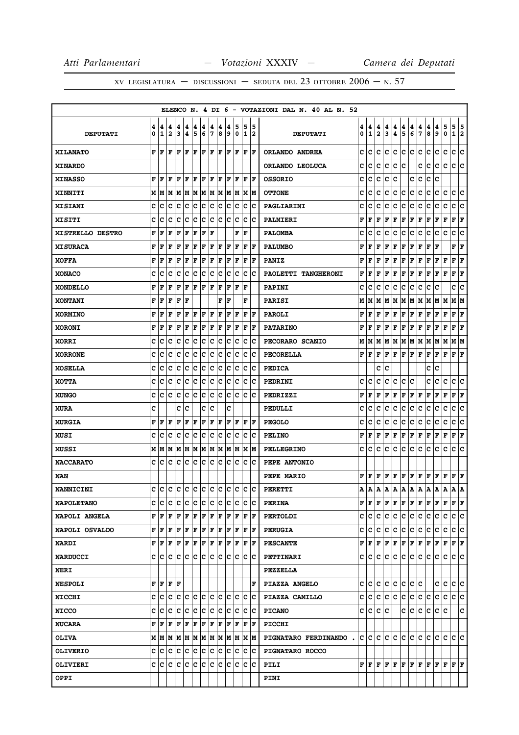XV LEGISLATURA — DISCUSSIONI — SEDUTA DEL 23 OTTOBRE 2006 — N. 57

ELENCO N. 4 DI 6 - VOTAZIONI DAL N. 40 AL N. 52

| DEPUTATI | 40 | 41 | 42 | 43 | 44 | 45 | 46 | 47 | 48 | 49 | 50 | 51 | 52 | DEPUTATI | 40 | 41 | 42 | 43 | 44 | 45 | 46 | 47 | 48 | 49 | 50 | 51 | 52 |
|---|---|---|---|---|---|---|---|---|---|---|---|---|---|---|---|---|---|---|---|---|---|---|---|---|---|---|---|
| MILANATO | F | F | F | F | F | F | F | F | F | F | F | F | F | ORLANDO ANDREA | C | C | C | C | C | C | C | C | C | C | C | C | C |
| MINARDO | | | | | | | | | | | | | | ORLANDO LEOLUCA | C | C | C | C | C | C | | C | C | C | C | C | C |
| MINASSO | F | F | F | F | F | F | F | F | F | F | F | F | F | OSSORIO | C | C | C | C | C | | C | C | C | C | | | |
| MINNITI | M | M | M | M | M | M | M | M | M | M | M | M | M | OTTONE | C | C | C | C | C | C | C | C | C | C | C | C | C |
| MISIANI | C | C | C | C | C | C | C | C | C | C | C | C | C | PAGLIARINI | C | C | C | C | C | C | C | C | C | C | C | C | C |
| MISITI | C | C | C | C | C | C | C | C | C | C | C | C | C | PALMIERI | F | F | F | F | F | F | F | F | F | F | F | F | F |
| MISTRELLO DESTRO | F | F | F | F | F | F | F | | | F | F | | | PALOMBA | C | C | C | C | C | C | C | C | C | C | C | C | C |
| MISURACA | F | F | F | F | F | F | F | F | F | F | F | F | F | PALUMBO | F | F | F | F | F | F | F | F | F | F | | F | F |
| MOFFA | F | F | F | F | F | F | F | F | F | F | F | F | F | PANIZ | F | F | F | F | F | F | F | F | F | F | F | F | F |
| MONACO | C | C | C | C | C | C | C | C | C | C | C | C | C | PAOLETTI TANGHERONI | F | F | F | F | F | F | F | F | F | F | F | F | F |
| MONDELLO | F | F | F | F | F | F | F | F | F | F | F | | | PAPINI | C | C | C | C | C | C | C | C | C | C | | C | C |
| MONTANI | F | F | F | F | F | | | | F | F | | F | | PARISI | M | M | M | M | M | M | M | M | M | M | M | M | M |
| MORMINO | F | F | F | F | F | F | F | F | F | F | F | F | F | PAROLI | F | F | F | F | F | F | F | F | F | F | F | F | F |
| MORONI | F | F | F | F | F | F | F | F | F | F | F | F | F | PATARINO | F | F | F | F | F | F | F | F | F | F | F | F | F |
| MORRI | C | C | C | C | C | C | C | C | C | C | C | C | C | PECORARO SCANIO | M | M | M | M | M | M | M | M | M | M | M | M | M |
| MORRONE | C | C | C | C | C | C | C | C | C | C | C | C | C | PECORELLA | F | F | F | F | F | F | F | F | F | F | F | F | F |
| MOSELLA | C | C | C | C | C | C | C | C | C | C | C | C | C | PEDICA | | | C | C | | | | | C | C | | | |
| MOTTA | C | C | C | C | C | C | C | C | C | C | C | C | C | PEDRINI | C | C | C | C | C | C | C | | C | C | C | C | C |
| MUNGO | C | C | C | C | C | C | C | C | C | C | C | C | C | PEDRIZZI | F | F | F | F | F | F | F | F | F | F | F | F | F |
| MURA | C | | | C | C | | C | C | | C | | | | PEDULLI | C | C | C | C | C | C | C | C | C | C | C | C | C |
| MURGIA | F | F | F | F | F | F | F | F | F | F | F | F | F | PEGOLO | C | C | C | C | C | C | C | C | C | C | C | C | C |
| MUSI | C | C | C | C | C | C | C | C | C | C | C | C | C | PELINO | F | F | F | F | F | F | F | F | F | F | F | F | F |
| MUSSI | M | M | M | M | M | M | M | M | M | M | M | M | M | PELLEGRINO | C | C | C | C | C | C | C | C | C | C | C | C | C |
| NACCARATO | C | C | C | C | C | C | C | C | C | C | C | C | C | PEPE ANTONIO | | | | | | | | | | | | | |
| NAN | | | | | | | | | | | | | | PEPE MARIO | F | F | F | F | F | F | F | F | F | F | F | F | F |
| NANNICINI | C | C | C | C | C | C | C | C | C | C | C | C | C | PERETTI | A | A | A | A | A | A | A | A | A | A | A | A | A |
| NAPOLETANO | C | C | C | C | C | C | C | C | C | C | C | C | C | PERINA | F | F | F | F | F | F | F | F | F | F | F | F | F |
| NAPOLI ANGELA | F | F | F | F | F | F | F | F | F | F | F | F | F | PERTOLDI | C | C | C | C | C | C | C | C | C | C | C | C | C |
| NAPOLI OSVALDO | F | F | F | F | F | F | F | F | F | F | F | F | F | PERUGIA | C | C | C | C | C | C | C | C | C | C | C | C | C |
| NARDI | F | F | F | F | F | F | F | F | F | F | F | F | F | PESCANTE | F | F | F | F | F | F | F | F | F | F | F | F | F |
| NARDUCCI | C | C | C | C | C | C | C | C | C | C | C | C | C | PETTINARI | C | C | C | C | C | C | C | C | C | C | C | C | C |
| NERI | | | | | | | | | | | | | | PEZZELLA | | | | | | | | | | | | | |
| NESPOLI | F | F | F | F | | | | | | | | | F | PIAZZA ANGELO | C | C | C | C | C | C | C | C | | C | C | C | C |
| NICCHI | C | C | C | C | C | C | C | C | C | C | C | C | C | PIAZZA CAMILLO | C | C | C | C | C | C | C | C | C | C | C | C | C |
| NICCO | C | C | C | C | C | C | C | C | C | C | C | C | C | PICANO | C | C | C | C | | C | C | C | C | C | C | | C |
| NUCARA | F | F | F | F | F | F | F | F | F | F | F | F | F | PICCHI | | | | | | | | | | | | | |
| OLIVA | M | M | M | M | M | M | M | M | M | M | M | M | M | PIGNATARO FERDINANDO . | C | C | C | C | C | C | C | C | C | C | C | C | C |
| OLIVERIO | C | C | C | C | C | C | C | C | C | C | C | C | C | PIGNATARO ROCCO | | | | | | | | | | | | | |
| OLIVIERI | C | C | C | C | C | C | C | C | C | C | C | C | C | PILI | F | F | F | F | F | F | F | F | F | F | F | F | F |
| OPPI | | | | | | | | | | | | | | PINI | | | | | | | | | | | | | |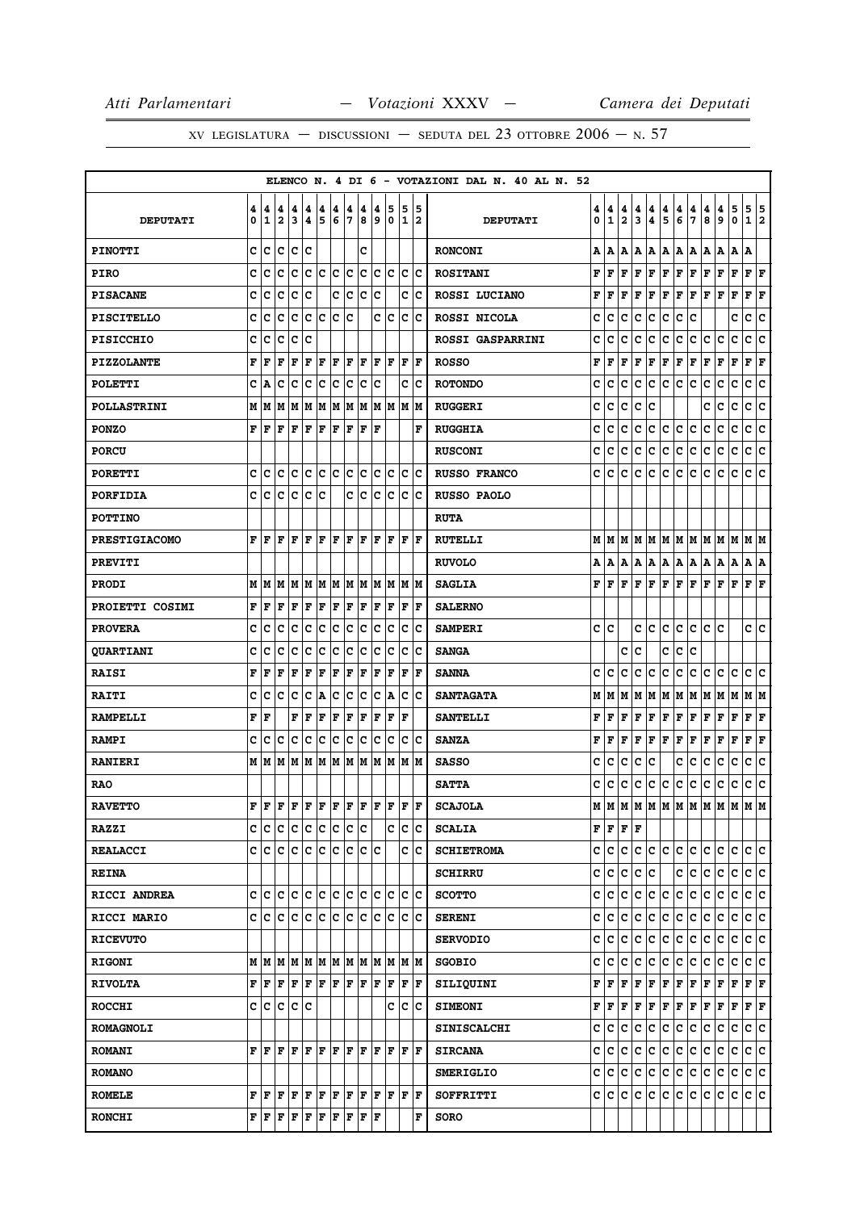XV LEGISLATURA — DISCUSSIONI — SEDUTA DEL 23 OTTOBRE 2006 — N. 57

ELENCO N. 4 DI 6 - VOTAZIONI DAL N. 40 AL N. 52

| DEPUTATI | 40 | 41 | 42 | 43 | 44 | 45 | 46 | 47 | 48 | 49 | 50 | 51 | 52 | DEPUTATI | 40 | 41 | 42 | 43 | 44 | 45 | 46 | 47 | 48 | 49 | 50 | 51 | 52 |
|---|---|---|---|---|---|---|---|---|---|---|---|---|---|---|---|---|---|---|---|---|---|---|---|---|---|---|---|
| PINOTTI | C | C | C | C | C | | | | C | | | | | RONCONI | A | A | A | A | A | A | A | A | A | A | A | A | |
| PIRO | C | C | C | C | C | C | C | C | C | C | C | C | C | ROSITANI | F | F | F | F | F | F | F | F | F | F | F | F | F |
| PISACANE | C | C | C | C | C | | C | C | C | C | | C | C | ROSSI LUCIANO | F | F | F | F | F | F | F | F | F | F | F | F | F |
| PISCITELLO | C | C | C | C | C | C | C | C | | C | C | C | C | ROSSI NICOLA | C | C | C | C | C | C | C | C | | | C | C | C |
| PISICCHIO | C | C | C | C | C | | | | | | | | | ROSSI GASPARRINI | C | C | C | C | C | C | C | C | C | C | C | C | C |
| PIZZOLANTE | F | F | F | F | F | F | F | F | F | F | F | F | F | ROSSO | F | F | F | F | F | F | F | F | F | F | F | F | F |
| POLETTI | C | A | C | C | C | C | C | C | C | C | | C | C | ROTONDO | C | C | C | C | C | C | C | C | C | C | C | C | C |
| POLLASTRINI | M | M | M | M | M | M | M | M | M | M | M | M | M | RUGGERI | C | C | C | C | C | | | | C | C | C | C | C |
| PONZO | F | F | F | F | F | F | F | F | F | F | | | F | RUGGHIA | C | C | C | C | C | C | C | C | C | C | C | C | C |
| PORCU | | | | | | | | | | | | | | RUSCONI | C | C | C | C | C | C | C | C | C | C | C | C | C |
| PORETTI | C | C | C | C | C | C | C | C | C | C | C | C | C | RUSSO FRANCO | C | C | C | C | C | C | C | C | C | C | C | C | C |
| PORFIDIA | C | C | C | C | C | C | | C | C | C | C | C | C | RUSSO PAOLO | | | | | | | | | | | | | |
| POTTINO | | | | | | | | | | | | | | RUTA | | | | | | | | | | | | | |
| PRESTIGIACOMO | F | F | F | F | F | F | F | F | F | F | F | F | F | RUTELLI | M | M | M | M | M | M | M | M | M | M | M | M | M |
| PREVITI | | | | | | | | | | | | | | RUVOLO | A | A | A | A | A | A | A | A | A | A | A | A | A |
| PRODI | M | M | M | M | M | M | M | M | M | M | M | M | M | SAGLIA | F | F | F | F | F | F | F | F | F | F | F | F | F |
| PROIETTI COSIMI | F | F | F | F | F | F | F | F | F | F | F | F | F | SALERNO | | | | | | | | | | | | | |
| PROVERA | C | C | C | C | C | C | C | C | C | C | C | C | C | SAMPERI | C | C | | C | C | C | C | C | C | C | | C | C |
| QUARTIANI | C | C | C | C | C | C | C | C | C | C | C | C | C | SANGA | | | C | C | | C | C | C | | | | | |
| RAISI | F | F | F | F | F | F | F | F | F | F | F | F | F | SANNA | C | C | C | C | C | C | C | C | C | C | C | C | C |
| RAITI | C | C | C | C | C | A | C | C | C | C | A | C | C | SANTAGATA | M | M | M | M | M | M | M | M | M | M | M | M | M |
| RAMPELLI | F | F | | F | F | F | F | F | F | F | F | F | | SANTELLI | F | F | F | F | F | F | F | F | F | F | F | F | F |
| RAMPI | C | C | C | C | C | C | C | C | C | C | C | C | C | SANZA | F | F | F | F | F | F | F | F | F | F | F | F | F |
| RANIERI | M | M | M | M | M | M | M | M | M | M | M | M | M | SASSO | C | C | C | C | C | | C | C | C | C | C | C | C |
| RAO | | | | | | | | | | | | | | SATTA | C | C | C | C | C | C | C | C | C | C | C | C | C |
| RAVETTO | F | F | F | F | F | F | F | F | F | F | F | F | F | SCAJOLA | M | M | M | M | M | M | M | M | M | M | M | M | M |
| RAZZI | C | C | C | C | C | C | C | C | C | | C | C | C | SCALIA | F | F | F | F | | | | | | | | | |
| REALACCI | C | C | C | C | C | C | C | C | C | C | | C | C | SCHIETROMA | C | C | C | C | C | C | C | C | C | C | C | C | C |
| REINA | | | | | | | | | | | | | | SCHIRRU | C | C | C | C | C | | C | C | C | C | C | C | C |
| RICCI ANDREA | C | C | C | C | C | C | C | C | C | C | C | C | C | SCOTTO | C | C | C | C | C | C | C | C | C | C | C | C | C |
| RICCI MARIO | C | C | C | C | C | C | C | C | C | C | C | C | C | SERENI | C | C | C | C | C | C | C | C | C | C | C | C | C |
| RICEVUTO | | | | | | | | | | | | | | SERVODIO | C | C | C | C | C | C | C | C | C | C | C | C | C |
| RIGONI | M | M | M | M | M | M | M | M | M | M | M | M | M | SGOBIO | C | C | C | C | C | C | C | C | C | C | C | C | C |
| RIVOLTA | F | F | F | F | F | F | F | F | F | F | F | F | F | SILIQUINI | F | F | F | F | F | F | F | F | F | F | F | F | F |
| ROCCHI | C | C | C | C | C | | | | | | C | C | C | SIMEONI | F | F | F | F | F | F | F | F | F | F | F | F | F |
| ROMAGNOLI | | | | | | | | | | | | | | SINISCALCHI | C | C | C | C | C | C | C | C | C | C | C | C | C |
| ROMANI | F | F | F | F | F | F | F | F | F | F | F | F | F | SIRCANA | C | C | C | C | C | C | C | C | C | C | C | C | C |
| ROMANO | | | | | | | | | | | | | | SMERIGLIO | C | C | C | C | C | C | C | C | C | C | C | C | C |
| ROMELE | F | F | F | F | F | F | F | F | F | F | F | F | F | SOFFRITTI | C | C | C | C | C | C | C | C | C | C | C | C | C |
| RONCHI | F | F | F | F | F | F | F | F | F | F | | | F | SORO | | | | | | | | | | | | | |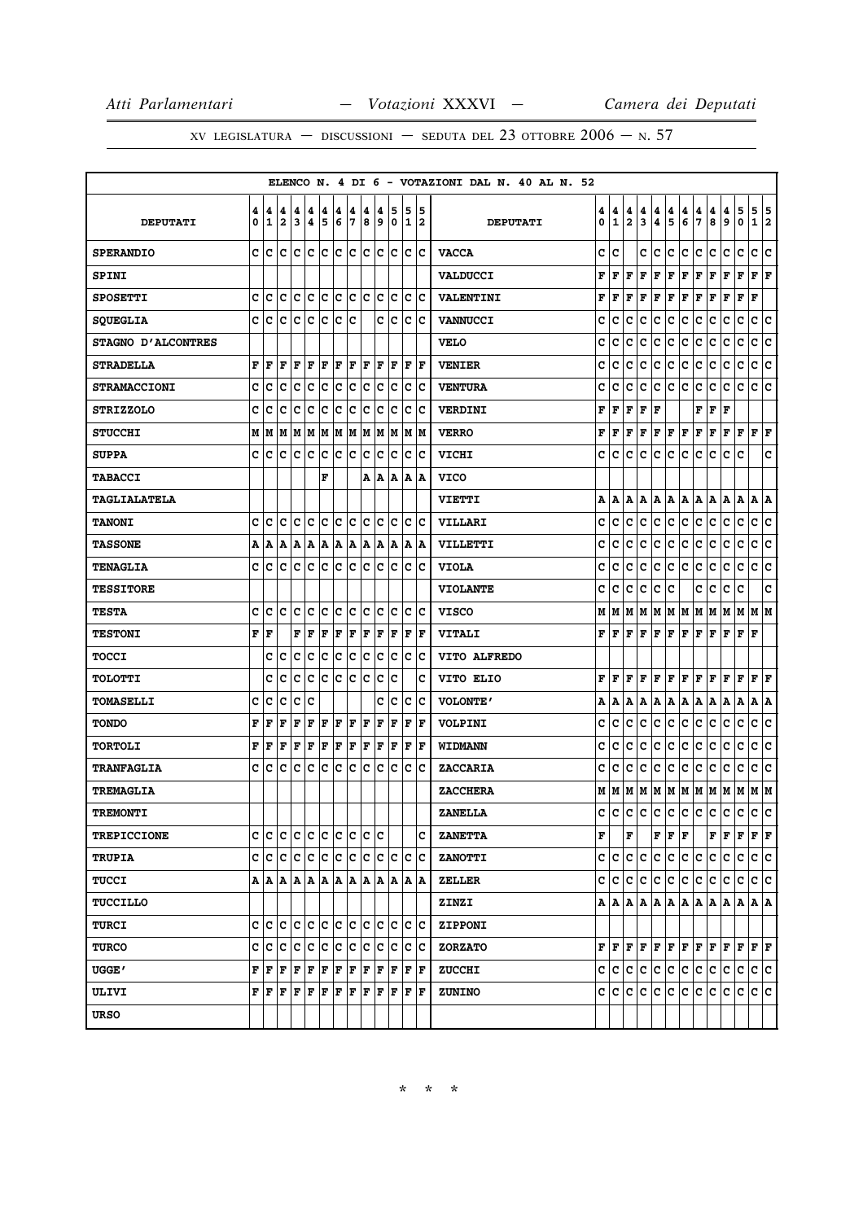XV LEGISLATURA — DISCUSSIONI — SEDUTA DEL 23 OTTOBRE 2006 — N. 57

ELENCO N. 4 DI 6 - VOTAZIONI DAL N. 40 AL N. 52

| DEPUTATI | 40 | 41 | 42 | 43 | 44 | 45 | 46 | 47 | 48 | 49 | 50 | 51 | 52 | DEPUTATI | 40 | 41 | 42 | 43 | 44 | 45 | 46 | 47 | 48 | 49 | 50 | 51 | 52 |
|---|---|---|---|---|---|---|---|---|---|---|---|---|---|---|---|---|---|---|---|---|---|---|---|---|---|---|---|
| SPERANDIO | C | C | C | C | C | C | C | C | C | C | C | C | C | VACCA | C | C | | C | C | C | C | C | C | C | C | C | C |
| SPINI | | | | | | | | | | | | | | VALDUCCI | F | F | F | F | F | F | F | F | F | F | F | F | F |
| SPOSETTI | C | C | C | C | C | C | C | C | C | C | C | C | C | VALENTINI | F | F | F | F | F | F | F | F | F | F | F | F | |
| SQUEGLIA | C | C | C | C | C | C | C | C | | C | C | C | C | VANNUCCI | C | C | C | C | C | C | C | C | C | C | C | C | C |
| STAGNO D'ALCONTRES | | | | | | | | | | | | | | VELO | C | C | C | C | C | C | C | C | C | C | C | C | C |
| STRADELLA | F | F | F | F | F | F | F | F | F | F | F | F | F | VENIER | C | C | C | C | C | C | C | C | C | C | C | C | C |
| STRAMACCIONI | C | C | C | C | C | C | C | C | C | C | C | C | C | VENTURA | C | C | C | C | C | C | C | C | C | C | C | C | C |
| STRIZZOLO | C | C | C | C | C | C | C | C | C | C | C | C | C | VERDINI | F | F | F | F | F | | | F | F | F | | | |
| STUCCHI | M | M | M | M | M | M | M | M | M | M | M | M | M | VERRO | F | F | F | F | F | F | F | F | F | F | F | F | F |
| SUPPA | C | C | C | C | C | C | C | C | C | C | C | C | C | VICHI | C | C | C | C | C | C | C | C | C | C | C | | C |
| TABACCI | | | | | | F | | | A | A | A | A | A | VICO | | | | | | | | | | | | | |
| TAGLIALATELA | | | | | | | | | | | | | | VIETTI | A | A | A | A | A | A | A | A | A | A | A | A | A |
| TANONI | C | C | C | C | C | C | C | C | C | C | C | C | C | VILLARI | C | C | C | C | C | C | C | C | C | C | C | C | C |
| TASSONE | A | A | A | A | A | A | A | A | A | A | A | A | A | VILLETTI | C | C | C | C | C | C | C | C | C | C | C | C | C |
| TENAGLIA | C | C | C | C | C | C | C | C | C | C | C | C | C | VIOLA | C | C | C | C | C | C | C | C | C | C | C | C | C |
| TESSITORE | | | | | | | | | | | | | | VIOLANTE | C | C | C | C | C | C | | C | C | C | C | | C |
| TESTA | C | C | C | C | C | C | C | C | C | C | C | C | C | VISCO | M | M | M | M | M | M | M | M | M | M | M | M | M |
| TESTONI | F | F | | F | F | F | F | F | F | F | F | F | F | VITALI | F | F | F | F | F | F | F | F | F | F | F | F | |
| TOCCI | | C | C | C | C | C | C | C | C | C | C | C | C | VITO ALFREDO | | | | | | | | | | | | | |
| TOLOTTI | | C | C | C | C | C | C | C | C | C | C | | C | VITO ELIO | F | F | F | F | F | F | F | F | F | F | F | F | F |
| TOMASELLI | C | C | C | C | C | | | | | C | C | C | C | VOLONTE' | A | A | A | A | A | A | A | A | A | A | A | A | A |
| TONDO | F | F | F | F | F | F | F | F | F | F | F | F | F | VOLPINI | C | C | C | C | C | C | C | C | C | C | C | C | C |
| TORTOLI | F | F | F | F | F | F | F | F | F | F | F | F | F | WIDMANN | C | C | C | C | C | C | C | C | C | C | C | C | C |
| TRANFAGLIA | C | C | C | C | C | C | C | C | C | C | C | C | C | ZACCARIA | C | C | C | C | C | C | C | C | C | C | C | C | C |
| TREMAGLIA | | | | | | | | | | | | | | ZACCHERA | M | M | M | M | M | M | M | M | M | M | M | M | M |
| TREMONTI | | | | | | | | | | | | | | ZANELLA | C | C | C | C | C | C | C | C | C | C | C | C | C |
| TREPICCIONE | C | C | C | C | C | C | C | C | C | C | | | C | ZANETTA | F | | F | | F | F | F | | F | F | F | F | F |
| TRUPIA | C | C | C | C | C | C | C | C | C | C | C | C | C | ZANOTTI | C | C | C | C | C | C | C | C | C | C | C | C | C |
| TUCCI | A | A | A | A | A | A | A | A | A | A | A | A | A | ZELLER | C | C | C | C | C | C | C | C | C | C | C | C | C |
| TUCCILLO | | | | | | | | | | | | | | ZINZI | A | A | A | A | A | A | A | A | A | A | A | A | A |
| TURCI | C | C | C | C | C | C | C | C | C | C | C | C | C | ZIPPONI | | | | | | | | | | | | | |
| TURCO | C | C | C | C | C | C | C | C | C | C | C | C | C | ZORZATO | F | F | F | F | F | F | F | F | F | F | F | F | F |
| UGGE' | F | F | F | F | F | F | F | F | F | F | F | F | F | ZUCCHI | C | C | C | C | C | C | C | C | C | C | C | C | C |
| ULIVI | F | F | F | F | F | F | F | F | F | F | F | F | F | ZUNINO | C | C | C | C | C | C | C | C | C | C | C | C | C |
| URSO | | | | | | | | | | | | | | | | | | | | | | | | | | | |

\* \* \*